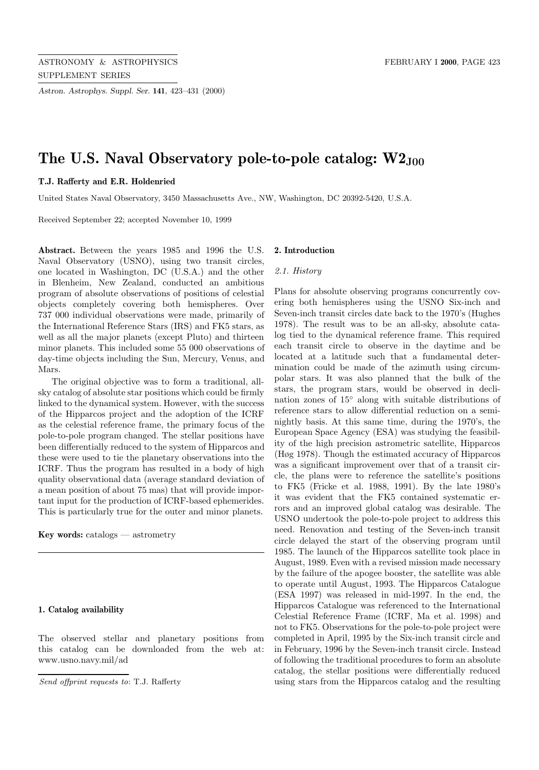# The U.S. Naval Observatory pole-to-pole catalog: $W2_{J00}$

**T.J. Rafferty and E.R. Holdenried**

United States Naval Observatory, 3450 Massachusetts Ave., NW, Washington, DC 20392-5420, U.S.A.

Received September 22; accepted November 10, 1999

**Abstract.** Between the years 1985 and 1996 the U.S. Naval Observatory (USNO), using two transit circles, one located in Washington, DC (U.S.A.) and the other in Blenheim, New Zealand, conducted an ambitious program of absolute observations of positions of celestial objects completely covering both hemispheres. Over 737 000 individual observations were made, primarily of the International Reference Stars (IRS) and FK5 stars, as well as all the major planets (except Pluto) and thirteen minor planets. This included some 55 000 observations of day-time objects including the Sun, Mercury, Venus, and Mars.

The original objective was to form a traditional, all-sky catalog of absolute star positions which could be firmly linked to the dynamical system. However, with the success of the Hipparcos project and the adoption of the ICRF as the celestial reference frame, the primary focus of the pole-to-pole program changed. The stellar positions have been differentially reduced to the system of Hipparcos and these were used to tie the planetary observations into the ICRF. Thus the program has resulted in a body of high quality observational data (average standard deviation of a mean position of about 75 mas) that will provide important input for the production of ICRF-based ephemerides. This is particularly true for the outer and minor planets.

**Key words:** catalogs — astrometry

## 1. Catalog availability

The observed stellar and planetary positions from this catalog can be downloaded from the web at: www.usno.navy.mil/ad

*Send offprint requests to*: T.J. Rafferty

## 2. Introduction

### 2.1. History

Plans for absolute observing programs concurrently covering both hemispheres using the USNO Six-inch and Seven-inch transit circles date back to the 1970's (Hughes 1978). The result was to be an all-sky, absolute catalog tied to the dynamical reference frame. This required each transit circle to observe in the daytime and be located at a latitude such that a fundamental determination could be made of the azimuth using circumpolar stars. It was also planned that the bulk of the stars, the program stars, would be observed in declination zones of 15° along with suitable distributions of reference stars to allow differential reduction on a seminightly basis. At this same time, during the 1970's, the European Space Agency (ESA) was studying the feasibility of the high precision astrometric satellite, Hipparcos (Høg 1978). Though the estimated accuracy of Hipparcos was a significant improvement over that of a transit circle, the plans were to reference the satellite's positions to FK5 (Fricke et al. 1988, 1991). By the late 1980's it was evident that the FK5 contained systematic errors and an improved global catalog was desirable. The USNO undertook the pole-to-pole project to address this need. Renovation and testing of the Seven-inch transit circle delayed the start of the observing program until 1985. The launch of the Hipparcos satellite took place in August, 1989. Even with a revised mission made necessary by the failure of the apogee booster, the satellite was able to operate until August, 1993. The Hipparcos Catalogue (ESA 1997) was released in mid-1997. In the end, the Hipparcos Catalogue was referenced to the International Celestial Reference Frame (ICRF, Ma et al. 1998) and not to FK5. Observations for the pole-to-pole project were completed in April, 1995 by the Six-inch transit circle and in February, 1996 by the Seven-inch transit circle. Instead of following the traditional procedures to form an absolute catalog, the stellar positions were differentially reduced using stars from the Hipparcos catalog and the resulting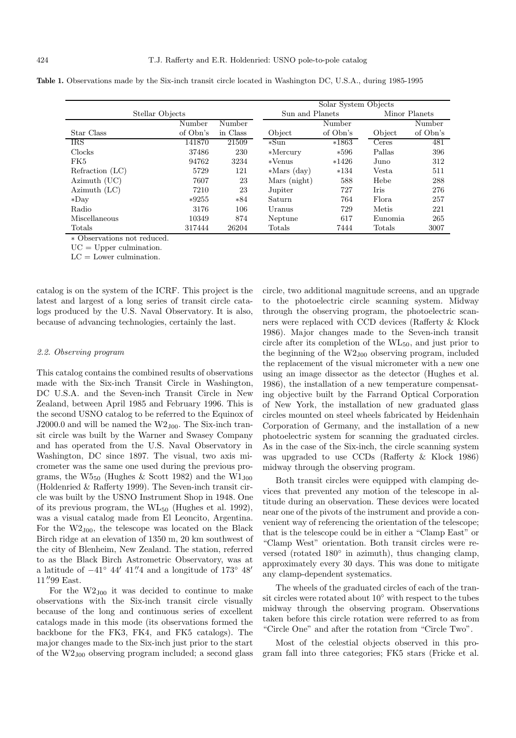**Table 1.** Observations made by the Six-inch transit circle located in Washington DC, U.S.A., during 1985-1995

| Stellar Objects | | | Solar System Objects | | | |
|---|---|---|---|---|---|---|
| | | | Sun and Planets | | Minor Planets | |
| Star Class | Number of Obn's | Number in Class | Object | Number of Obn's | Object | Number of Obn's |
| IRS | 141870 | 21509 | *Sun | *1863 | Ceres | 481 |
| Clocks | 37486 | 230 | *Mercury | *596 | Pallas | 396 |
| FK5 | 94762 | 3234 | *Venus | *1426 | Juno | 312 |
| Refraction (LC) | 5729 | 121 | *Mars (day) | *134 | Vesta | 511 |
| Azimuth (UC) | 7607 | 23 | Mars (night) | 588 | Hebe | 288 |
| Azimuth (LC) | 7210 | 23 | Jupiter | 727 | Iris | 276 |
| *Day | *9255 | *84 | Saturn | 764 | Flora | 257 |
| Radio | 3176 | 106 | Uranus | 729 | Metis | 221 |
| Miscellaneous | 10349 | 874 | Neptune | 617 | Eunomia | 265 |
| Totals | 317444 | 26204 | Totals | 7444 | Totals | 3007 |

* Observations not reduced.
UC = Upper culmination.
LC = Lower culmination.

catalog is on the system of the ICRF. This project is the latest and largest of a long series of transit circle catalogs produced by the U.S. Naval Observatory. It is also, because of advancing technologies, certainly the last.

### 2.2. Observing program

This catalog contains the combined results of observations made with the Six-inch Transit Circle in Washington, DC U.S.A. and the Seven-inch Transit Circle in New Zealand, between April 1985 and February 1996. This is the second USNO catalog to be referred to the Equinox of J2000.0 and will be named the $W2_{J00}$. The Six-inch transit circle was built by the Warner and Swasey Company and has operated from the U.S. Naval Observatory in Washington, DC since 1897. The visual, two axis micrometer was the same one used during the previous programs, the $W5_{50}$ (Hughes & Scott 1982) and the $W1_{J00}$ (Holdenried & Rafferty 1999). The Seven-inch transit circle was built by the USNO Instrument Shop in 1948. One of its previous program, the $WL_{50}$ (Hughes et al. 1992), was a visual catalog made from El Leoncito, Argentina. For the $W2_{J00}$, the telescope was located on the Black Birch ridge at an elevation of 1350 m, 20 km southwest of the city of Blenheim, New Zealand. The station, referred to as the Black Birch Astrometric Observatory, was at a latitude of $-41^\circ\ 44'\ 41''\!.4$ and a longitude of $173^\circ\ 48'\ 11''\!.99$ East.

For the $W2_{J00}$ it was decided to continue to make observations with the Six-inch transit circle visually because of the long and continuous series of excellent catalogs made in this mode (its observations formed the backbone for the FK3, FK4, and FK5 catalogs). The major changes made to the Six-inch just prior to the start of the $W2_{J00}$ observing program included; a second glass circle, two additional magnitude screens, and an upgrade to the photoelectric circle scanning system. Midway through the observing program, the photoelectric scanners were replaced with CCD devices (Rafferty & Klock 1986). Major changes made to the Seven-inch transit circle after its completion of the $WL_{50}$, and just prior to the beginning of the $W2_{J00}$ observing program, included the replacement of the visual micrometer with a new one using an image dissector as the detector (Hughes et al. 1986), the installation of a new temperature compensating objective built by the Farrand Optical Corporation of New York, the installation of new graduated glass circles mounted on steel wheels fabricated by Heidenhain Corporation of Germany, and the installation of a new photoelectric system for scanning the graduated circles. As in the case of the Six-inch, the circle scanning system was upgraded to use CCDs (Rafferty & Klock 1986) midway through the observing program.

Both transit circles were equipped with clamping devices that prevented any motion of the telescope in altitude during an observation. These devices were located near one of the pivots of the instrument and provide a convenient way of referencing the orientation of the telescope; that is the telescope could be in either a "Clamp East" or "Clamp West" orientation. Both transit circles were reversed (rotated 180° in azimuth), thus changing clamp, approximately every 30 days. This was done to mitigate any clamp-dependent systematics.

The wheels of the graduated circles of each of the transit circles were rotated about 10° with respect to the tubes midway through the observing program. Observations taken before this circle rotation were referred to as from "Circle One" and after the rotation from "Circle Two".

Most of the celestial objects observed in this program fall into three categories; FK5 stars (Fricke et al.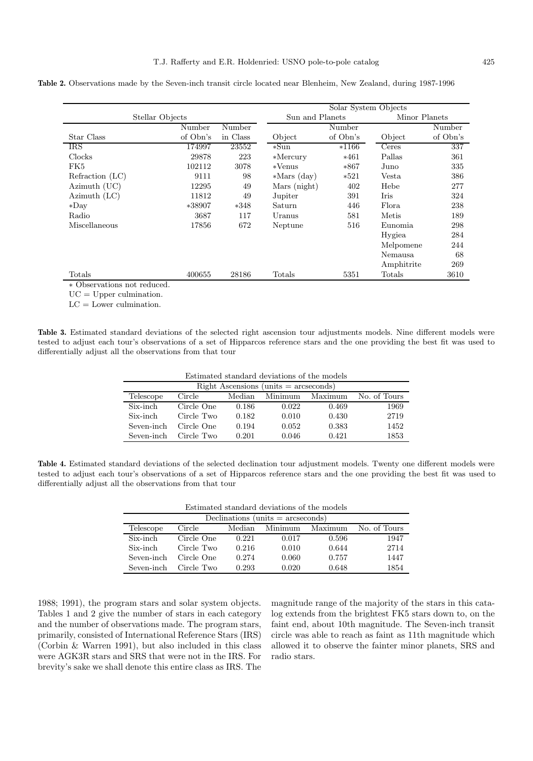**Table 2.** Observations made by the Seven-inch transit circle located near Blenheim, New Zealand, during 1987-1996

| Stellar Objects | | | Solar System Objects | | | |
|---|---|---|---|---|---|---|
| | | | Sun and Planets | | Minor Planets | |
| Star Class | Number of Obn's | Number in Class | Object | Number of Obn's | Object | Number of Obn's |
| IRS | 174997 | 23552 | *Sun | *1166 | Ceres | 337 |
| Clocks | 29878 | 223 | *Mercury | *461 | Pallas | 361 |
| FK5 | 102112 | 3078 | *Venus | *867 | Juno | 335 |
| Refraction (LC) | 9111 | 98 | *Mars (day) | *521 | Vesta | 386 |
| Azimuth (UC) | 12295 | 49 | Mars (night) | 402 | Hebe | 277 |
| Azimuth (LC) | 11812 | 49 | Jupiter | 391 | Iris | 324 |
| *Day | *38907 | *348 | Saturn | 446 | Flora | 238 |
| Radio | 3687 | 117 | Uranus | 581 | Metis | 189 |
| Miscellaneous | 17856 | 672 | Neptune | 516 | Eunomia | 298 |
| | | | | | Hygiea | 284 |
| | | | | | Melpomene | 244 |
| | | | | | Nemausa | 68 |
| | | | | | Amphitrite | 269 |
| Totals | 400655 | 28186 | Totals | 5351 | Totals | 3610 |

* Observations not reduced.

UC = Upper culmination.

LC = Lower culmination.

**Table 3.** Estimated standard deviations of the selected right ascension tour adjustments models. Nine different models were tested to adjust each tour's observations of a set of Hipparcos reference stars and the one providing the best fit was used to differentially adjust all the observations from that tour

| Estimated standard deviations of the models | | | | | |
|---|---|---|---|---|---|
| Right Ascensions (units = arcseconds) | | | | | |
| Telescope | Circle | Median | Minimum | Maximum | No. of Tours |
| Six-inch | Circle One | 0.186 | 0.022 | 0.469 | 1969 |
| Six-inch | Circle Two | 0.182 | 0.010 | 0.430 | 2719 |
| Seven-inch | Circle One | 0.194 | 0.052 | 0.383 | 1452 |
| Seven-inch | Circle Two | 0.201 | 0.046 | 0.421 | 1853 |

**Table 4.** Estimated standard deviations of the selected declination tour adjustment models. Twenty one different models were tested to adjust each tour's observations of a set of Hipparcos reference stars and the one providing the best fit was used to differentially adjust all the observations from that tour

| Estimated standard deviations of the models | | | | | |
|---|---|---|---|---|---|
| Declinations (units = arcseconds) | | | | | |
| Telescope | Circle | Median | Minimum | Maximum | No. of Tours |
| Six-inch | Circle One | 0.221 | 0.017 | 0.596 | 1947 |
| Six-inch | Circle Two | 0.216 | 0.010 | 0.644 | 2714 |
| Seven-inch | Circle One | 0.274 | 0.060 | 0.757 | 1447 |
| Seven-inch | Circle Two | 0.293 | 0.020 | 0.648 | 1854 |

1988; 1991), the program stars and solar system objects. Tables 1 and 2 give the number of stars in each category and the number of observations made. The program stars, primarily, consisted of International Reference Stars (IRS) (Corbin & Warren 1991), but also included in this class were AGK3R stars and SRS that were not in the IRS. For brevity's sake we shall denote this entire class as IRS. The magnitude range of the majority of the stars in this catalog extends from the brightest FK5 stars down to, on the faint end, about 10th magnitude. The Seven-inch transit circle was able to reach as faint as 11th magnitude which allowed it to observe the fainter minor planets, SRS and radio stars.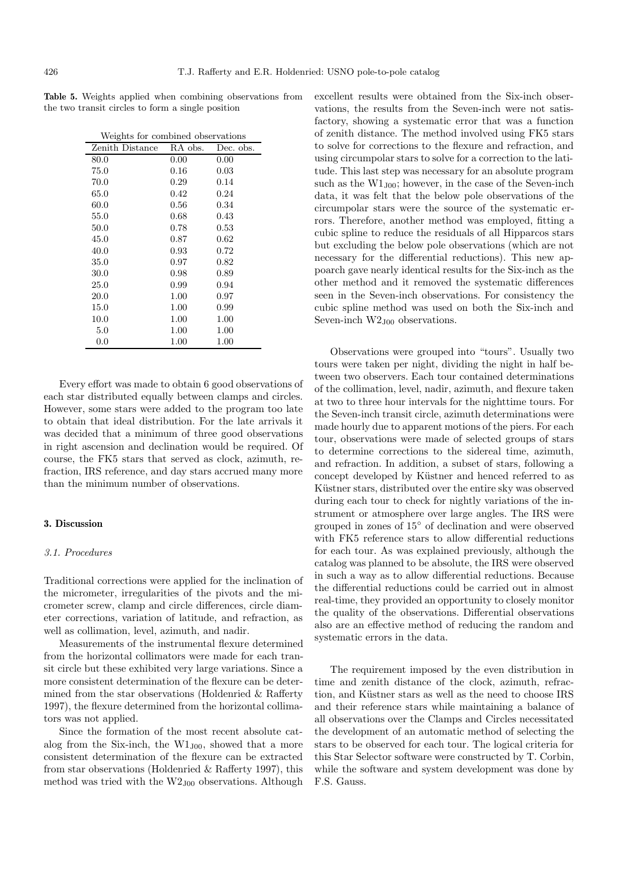**Table 5.** Weights applied when combining observations from the two transit circles to form a single position

| Weights for combined observations | | |
|---|---|---|
| Zenith Distance | RA obs. | Dec. obs. |
| 80.0 | 0.00 | 0.00 |
| 75.0 | 0.16 | 0.03 |
| 70.0 | 0.29 | 0.14 |
| 65.0 | 0.42 | 0.24 |
| 60.0 | 0.56 | 0.34 |
| 55.0 | 0.68 | 0.43 |
| 50.0 | 0.78 | 0.53 |
| 45.0 | 0.87 | 0.62 |
| 40.0 | 0.93 | 0.72 |
| 35.0 | 0.97 | 0.82 |
| 30.0 | 0.98 | 0.89 |
| 25.0 | 0.99 | 0.94 |
| 20.0 | 1.00 | 0.97 |
| 15.0 | 1.00 | 0.99 |
| 10.0 | 1.00 | 1.00 |
| 5.0 | 1.00 | 1.00 |
| 0.0 | 1.00 | 1.00 |

Every effort was made to obtain 6 good observations of each star distributed equally between clamps and circles. However, some stars were added to the program too late to obtain that ideal distribution. For the late arrivals it was decided that a minimum of three good observations in right ascension and declination would be required. Of course, the FK5 stars that served as clock, azimuth, refraction, IRS reference, and day stars accrued many more than the minimum number of observations.

## 3. Discussion

### *3.1. Procedures*

Traditional corrections were applied for the inclination of the micrometer, irregularities of the pivots and the micrometer screw, clamp and circle differences, circle diameter corrections, variation of latitude, and refraction, as well as collimation, level, azimuth, and nadir.

Measurements of the instrumental flexure determined from the horizontal collimators were made for each transit circle but these exhibited very large variations. Since a more consistent determination of the flexure can be determined from the star observations (Holdenried & Rafferty 1997), the flexure determined from the horizontal collimators was not applied.

Since the formation of the most recent absolute catalog from the Six-inch, the $W1_{J00}$, showed that a more consistent determination of the flexure can be extracted from star observations (Holdenried & Rafferty 1997), this method was tried with the $W2_{J00}$ observations. Although excellent results were obtained from the Six-inch observations, the results from the Seven-inch were not satisfactory, showing a systematic error that was a function of zenith distance. The method involved using FK5 stars to solve for corrections to the flexure and refraction, and using circumpolar stars to solve for a correction to the latitude. This last step was necessary for an absolute program such as the $W1_{J00}$; however, in the case of the Seven-inch data, it was felt that the below pole observations of the circumpolar stars were the source of the systematic errors. Therefore, another method was employed, fitting a cubic spline to reduce the residuals of all Hipparcos stars but excluding the below pole observations (which are not necessary for the differential reductions). This new appoarch gave nearly identical results for the Six-inch as the other method and it removed the systematic differences seen in the Seven-inch observations. For consistency the cubic spline method was used on both the Six-inch and Seven-inch $W2_{J00}$ observations.

Observations were grouped into "tours". Usually two tours were taken per night, dividing the night in half between two observers. Each tour contained determinations of the collimation, level, nadir, azimuth, and flexure taken at two to three hour intervals for the nighttime tours. For the Seven-inch transit circle, azimuth determinations were made hourly due to apparent motions of the piers. For each tour, observations were made of selected groups of stars to determine corrections to the sidereal time, azimuth, and refraction. In addition, a subset of stars, following a concept developed by Küstner and henced referred to as Küstner stars, distributed over the entire sky was observed during each tour to check for nightly variations of the instrument or atmosphere over large angles. The IRS were grouped in zones of 15° of declination and were observed with FK5 reference stars to allow differential reductions for each tour. As was explained previously, although the catalog was planned to be absolute, the IRS were observed in such a way as to allow differential reductions. Because the differential reductions could be carried out in almost real-time, they provided an opportunity to closely monitor the quality of the observations. Differential observations also are an effective method of reducing the random and systematic errors in the data.

The requirement imposed by the even distribution in time and zenith distance of the clock, azimuth, refraction, and Küstner stars as well as the need to choose IRS and their reference stars while maintaining a balance of all observations over the Clamps and Circles necessitated the development of an automatic method of selecting the stars to be observed for each tour. The logical criteria for this Star Selector software were constructed by T. Corbin, while the software and system development was done by F.S. Gauss.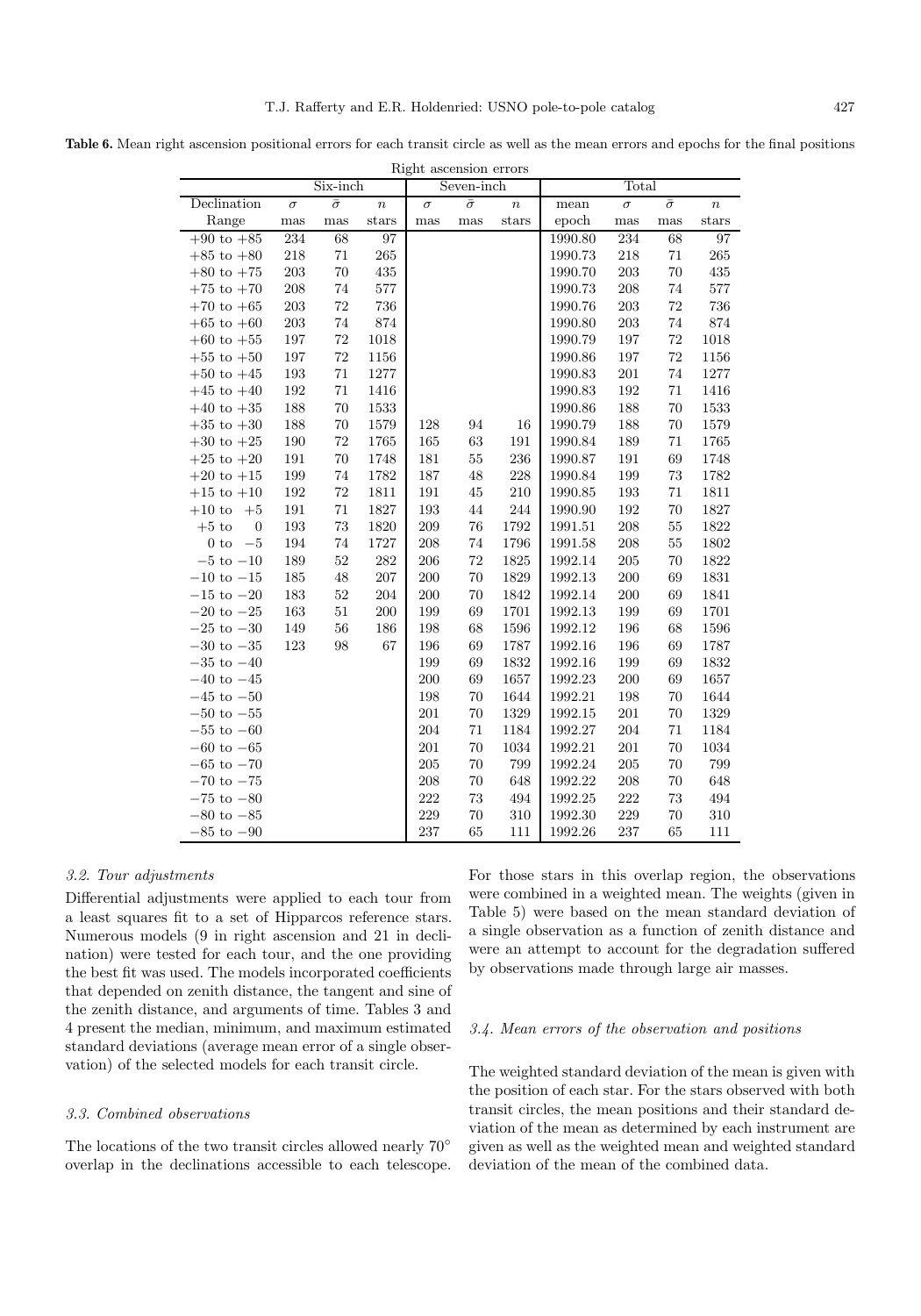**Table 6.** Mean right ascension positional errors for each transit circle as well as the mean errors and epochs for the final positions

Right ascension errors

| | Six-inch | | | Seven-inch | | | Total | | | |
|---|---|---|---|---|---|---|---|---|---|---|
| Declination | $\sigma$ | $\bar{\sigma}$ | $n$ | $\sigma$ | $\bar{\sigma}$ | $n$ | mean | $\sigma$ | $\bar{\sigma}$ | $n$ |
| Range | mas | mas | stars | mas | mas | stars | epoch | mas | mas | stars |
| +90 to +85 | 234 | 68 | 97 | | | | 1990.80 | 234 | 68 | 97 |
| +85 to +80 | 218 | 71 | 265 | | | | 1990.73 | 218 | 71 | 265 |
| +80 to +75 | 203 | 70 | 435 | | | | 1990.70 | 203 | 70 | 435 |
| +75 to +70 | 208 | 74 | 577 | | | | 1990.73 | 208 | 74 | 577 |
| +70 to +65 | 203 | 72 | 736 | | | | 1990.76 | 203 | 72 | 736 |
| +65 to +60 | 203 | 74 | 874 | | | | 1990.80 | 203 | 74 | 874 |
| +60 to +55 | 197 | 72 | 1018 | | | | 1990.79 | 197 | 72 | 1018 |
| +55 to +50 | 197 | 72 | 1156 | | | | 1990.86 | 197 | 72 | 1156 |
| +50 to +45 | 193 | 71 | 1277 | | | | 1990.83 | 201 | 74 | 1277 |
| +45 to +40 | 192 | 71 | 1416 | | | | 1990.83 | 192 | 71 | 1416 |
| +40 to +35 | 188 | 70 | 1533 | | | | 1990.86 | 188 | 70 | 1533 |
| +35 to +30 | 188 | 70 | 1579 | 128 | 94 | 16 | 1990.79 | 188 | 70 | 1579 |
| +30 to +25 | 190 | 72 | 1765 | 165 | 63 | 191 | 1990.84 | 189 | 71 | 1765 |
| +25 to +20 | 191 | 70 | 1748 | 181 | 55 | 236 | 1990.87 | 191 | 69 | 1748 |
| +20 to +15 | 199 | 74 | 1782 | 187 | 48 | 228 | 1990.84 | 199 | 73 | 1782 |
| +15 to +10 | 192 | 72 | 1811 | 191 | 45 | 210 | 1990.85 | 193 | 71 | 1811 |
| +10 to +5 | 191 | 71 | 1827 | 193 | 44 | 244 | 1990.90 | 192 | 70 | 1827 |
| +5 to 0 | 193 | 73 | 1820 | 209 | 76 | 1792 | 1991.51 | 208 | 55 | 1822 |
| 0 to −5 | 194 | 74 | 1727 | 208 | 74 | 1796 | 1991.58 | 208 | 55 | 1802 |
| −5 to −10 | 189 | 52 | 282 | 206 | 72 | 1825 | 1992.14 | 205 | 70 | 1822 |
| −10 to −15 | 185 | 48 | 207 | 200 | 70 | 1829 | 1992.13 | 200 | 69 | 1831 |
| −15 to −20 | 183 | 52 | 204 | 200 | 70 | 1842 | 1992.14 | 200 | 69 | 1841 |
| −20 to −25 | 163 | 51 | 200 | 199 | 69 | 1701 | 1992.13 | 199 | 69 | 1701 |
| −25 to −30 | 149 | 56 | 186 | 198 | 68 | 1596 | 1992.12 | 196 | 68 | 1596 |
| −30 to −35 | 123 | 98 | 67 | 196 | 69 | 1787 | 1992.16 | 196 | 69 | 1787 |
| −35 to −40 | | | | 199 | 69 | 1832 | 1992.16 | 199 | 69 | 1832 |
| −40 to −45 | | | | 200 | 69 | 1657 | 1992.23 | 200 | 69 | 1657 |
| −45 to −50 | | | | 198 | 70 | 1644 | 1992.21 | 198 | 70 | 1644 |
| −50 to −55 | | | | 201 | 70 | 1329 | 1992.15 | 201 | 70 | 1329 |
| −55 to −60 | | | | 204 | 71 | 1184 | 1992.27 | 204 | 71 | 1184 |
| −60 to −65 | | | | 201 | 70 | 1034 | 1992.21 | 201 | 70 | 1034 |
| −65 to −70 | | | | 205 | 70 | 799 | 1992.24 | 205 | 70 | 799 |
| −70 to −75 | | | | 208 | 70 | 648 | 1992.22 | 208 | 70 | 648 |
| −75 to −80 | | | | 222 | 73 | 494 | 1992.25 | 222 | 73 | 494 |
| −80 to −85 | | | | 229 | 70 | 310 | 1992.30 | 229 | 70 | 310 |
| −85 to −90 | | | | 237 | 65 | 111 | 1992.26 | 237 | 65 | 111 |

### *3.2. Tour adjustments*

Differential adjustments were applied to each tour from a least squares fit to a set of Hipparcos reference stars. Numerous models (9 in right ascension and 21 in declination) were tested for each tour, and the one providing the best fit was used. The models incorporated coefficients that depended on zenith distance, the tangent and sine of the zenith distance, and arguments of time. Tables 3 and 4 present the median, minimum, and maximum estimated standard deviations (average mean error of a single observation) of the selected models for each transit circle.

### *3.3. Combined observations*

The locations of the two transit circles allowed nearly 70° overlap in the declinations accessible to each telescope. For those stars in this overlap region, the observations were combined in a weighted mean. The weights (given in Table 5) were based on the mean standard deviation of a single observation as a function of zenith distance and were an attempt to account for the degradation suffered by observations made through large air masses.

### *3.4. Mean errors of the observation and positions*

The weighted standard deviation of the mean is given with the position of each star. For the stars observed with both transit circles, the mean positions and their standard deviation of the mean as determined by each instrument are given as well as the weighted mean and weighted standard deviation of the mean of the combined data.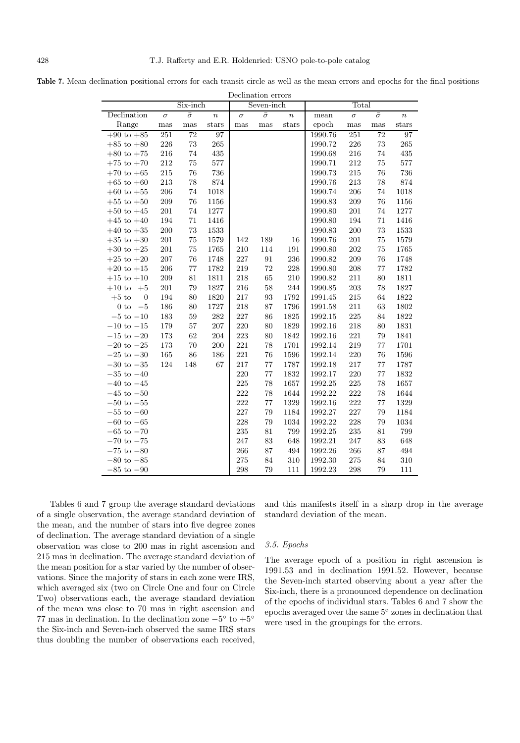**Table 7.** Mean declination positional errors for each transit circle as well as the mean errors and epochs for the final positions

Declination errors

| Declination | Six-inch | | | Seven-inch | | | Total | | | |
|---|---|---|---|---|---|---|---|---|---|---|
| | $\sigma$ | $\bar{\sigma}$ | $n$ | $\sigma$ | $\bar{\sigma}$ | $n$ | mean | $\sigma$ | $\bar{\sigma}$ | $n$ |
| Range | mas | mas | stars | mas | mas | stars | epoch | mas | mas | stars |
| +90 to +85 | 251 | 72 | 97 | | | | 1990.76 | 251 | 72 | 97 |
| +85 to +80 | 226 | 73 | 265 | | | | 1990.72 | 226 | 73 | 265 |
| +80 to +75 | 216 | 74 | 435 | | | | 1990.68 | 216 | 74 | 435 |
| +75 to +70 | 212 | 75 | 577 | | | | 1990.71 | 212 | 75 | 577 |
| +70 to +65 | 215 | 76 | 736 | | | | 1990.73 | 215 | 76 | 736 |
| +65 to +60 | 213 | 78 | 874 | | | | 1990.76 | 213 | 78 | 874 |
| +60 to +55 | 206 | 74 | 1018 | | | | 1990.74 | 206 | 74 | 1018 |
| +55 to +50 | 209 | 76 | 1156 | | | | 1990.83 | 209 | 76 | 1156 |
| +50 to +45 | 201 | 74 | 1277 | | | | 1990.80 | 201 | 74 | 1277 |
| +45 to +40 | 194 | 71 | 1416 | | | | 1990.80 | 194 | 71 | 1416 |
| +40 to +35 | 200 | 73 | 1533 | | | | 1990.83 | 200 | 73 | 1533 |
| +35 to +30 | 201 | 75 | 1579 | 142 | 189 | 16 | 1990.76 | 201 | 75 | 1579 |
| +30 to +25 | 201 | 75 | 1765 | 210 | 114 | 191 | 1990.80 | 202 | 75 | 1765 |
| +25 to +20 | 207 | 76 | 1748 | 227 | 91 | 236 | 1990.82 | 209 | 76 | 1748 |
| +20 to +15 | 206 | 77 | 1782 | 219 | 72 | 228 | 1990.80 | 208 | 77 | 1782 |
| +15 to +10 | 209 | 81 | 1811 | 218 | 65 | 210 | 1990.82 | 211 | 80 | 1811 |
| +10 to +5 | 201 | 79 | 1827 | 216 | 58 | 244 | 1990.85 | 203 | 78 | 1827 |
| +5 to 0 | 194 | 80 | 1820 | 217 | 93 | 1792 | 1991.45 | 215 | 64 | 1822 |
| 0 to −5 | 186 | 80 | 1727 | 218 | 87 | 1796 | 1991.58 | 211 | 63 | 1802 |
| −5 to −10 | 183 | 59 | 282 | 227 | 86 | 1825 | 1992.15 | 225 | 84 | 1822 |
| −10 to −15 | 179 | 57 | 207 | 220 | 80 | 1829 | 1992.16 | 218 | 80 | 1831 |
| −15 to −20 | 173 | 62 | 204 | 223 | 80 | 1842 | 1992.16 | 221 | 79 | 1841 |
| −20 to −25 | 173 | 70 | 200 | 221 | 78 | 1701 | 1992.14 | 219 | 77 | 1701 |
| −25 to −30 | 165 | 86 | 186 | 221 | 76 | 1596 | 1992.14 | 220 | 76 | 1596 |
| −30 to −35 | 124 | 148 | 67 | 217 | 77 | 1787 | 1992.18 | 217 | 77 | 1787 |
| −35 to −40 | | | | 220 | 77 | 1832 | 1992.17 | 220 | 77 | 1832 |
| −40 to −45 | | | | 225 | 78 | 1657 | 1992.25 | 225 | 78 | 1657 |
| −45 to −50 | | | | 222 | 78 | 1644 | 1992.22 | 222 | 78 | 1644 |
| −50 to −55 | | | | 222 | 77 | 1329 | 1992.16 | 222 | 77 | 1329 |
| −55 to −60 | | | | 227 | 79 | 1184 | 1992.27 | 227 | 79 | 1184 |
| −60 to −65 | | | | 228 | 79 | 1034 | 1992.22 | 228 | 79 | 1034 |
| −65 to −70 | | | | 235 | 81 | 799 | 1992.25 | 235 | 81 | 799 |
| −70 to −75 | | | | 247 | 83 | 648 | 1992.21 | 247 | 83 | 648 |
| −75 to −80 | | | | 266 | 87 | 494 | 1992.26 | 266 | 87 | 494 |
| −80 to −85 | | | | 275 | 84 | 310 | 1992.30 | 275 | 84 | 310 |
| −85 to −90 | | | | 298 | 79 | 111 | 1992.23 | 298 | 79 | 111 |

Tables 6 and 7 group the average standard deviations of a single observation, the average standard deviation of the mean, and the number of stars into five degree zones of declination. The average standard deviation of a single observation was close to 200 mas in right ascension and 215 mas in declination. The average standard deviation of the mean position for a star varied by the number of observations. Since the majority of stars in each zone were IRS, which averaged six (two on Circle One and four on Circle Two) observations each, the average standard deviation of the mean was close to 70 mas in right ascension and 77 mas in declination. In the declination zone $-5^\circ$ to $+5^\circ$ the Six-inch and Seven-inch observed the same IRS stars thus doubling the number of observations each received, and this manifests itself in a sharp drop in the average standard deviation of the mean.

### 3.5. Epochs

The average epoch of a position in right ascension is 1991.53 and in declination 1991.52. However, because the Seven-inch started observing about a year after the Six-inch, there is a pronounced dependence on declination of the epochs of individual stars. Tables 6 and 7 show the epochs averaged over the same $5^\circ$ zones in declination that were used in the groupings for the errors.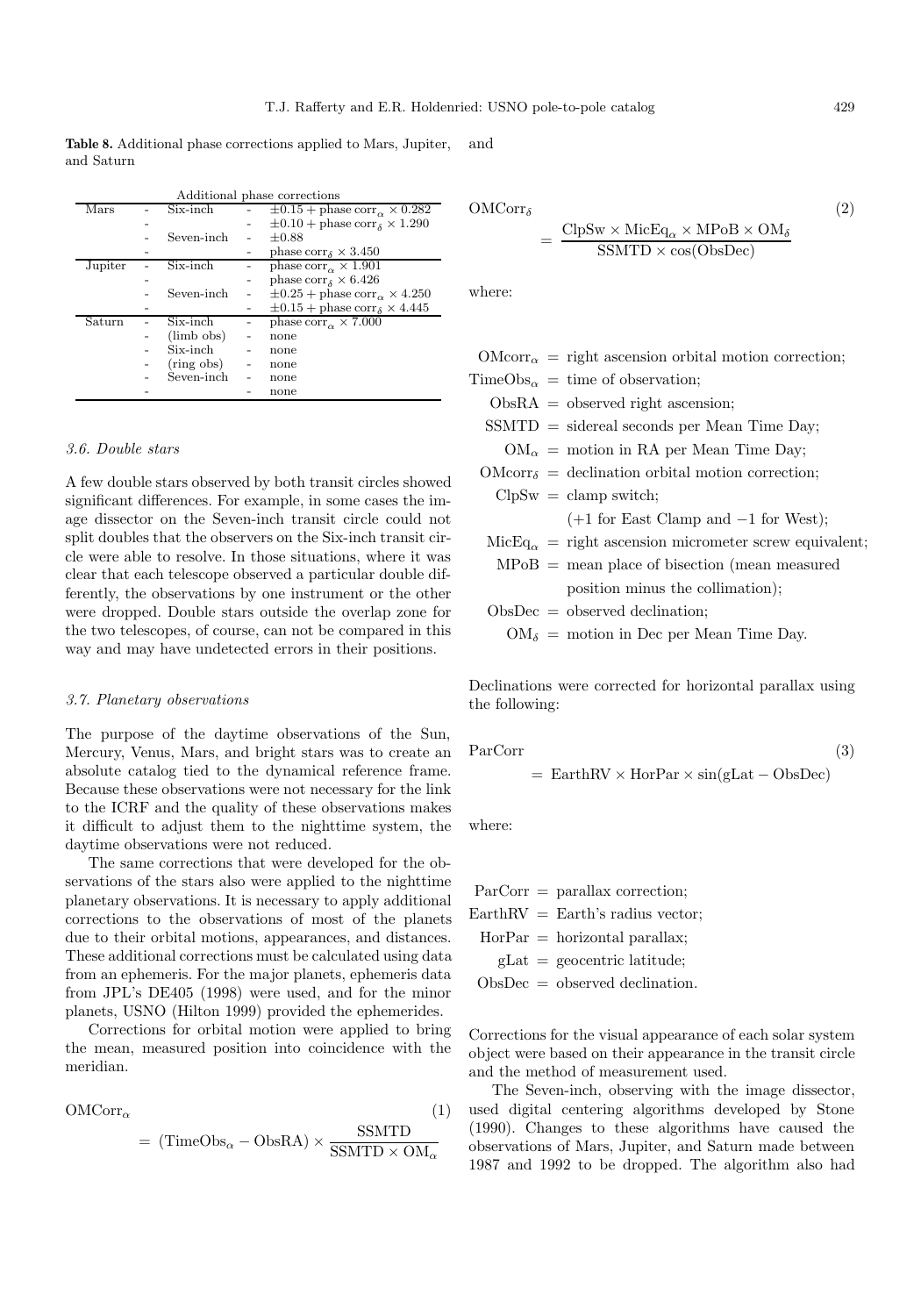**Table 8.** Additional phase corrections applied to Mars, Jupiter, and Saturn

| Additional phase corrections | | | | |
|---|---|---|---|---|
| Mars | - | Six-inch | - | $\pm 0.15$ + phase corr$_\alpha \times 0.282$ |
| | - | | - | $\pm 0.10$ + phase corr$_\delta \times 1.290$ |
| | - | Seven-inch | - | $\pm 0.88$ |
| | - | | - | phase corr$_\delta \times 3.450$ |
| Jupiter | - | Six-inch | - | phase corr$_\alpha \times 1.901$ |
| | - | | - | phase corr$_\delta \times 6.426$ |
| | - | Seven-inch | - | $\pm 0.25$ + phase corr$_\alpha \times 4.250$ |
| | - | | - | $\pm 0.15$ + phase corr$_\delta \times 4.445$ |
| Saturn | - | Six-inch | - | phase corr$_\alpha \times 7.000$ |
| | - | (limb obs) | - | none |
| | - | Six-inch | - | none |
| | - | (ring obs) | - | none |
| | - | Seven-inch | - | none |
| | - | | - | none |

### 3.6. Double stars

A few double stars observed by both transit circles showed significant differences. For example, in some cases the image dissector on the Seven-inch transit circle could not split doubles that the observers on the Six-inch transit circle were able to resolve. In those situations, where it was clear that each telescope observed a particular double differently, the observations by one instrument or the other were dropped. Double stars outside the overlap zone for the two telescopes, of course, can not be compared in this way and may have undetected errors in their positions.

### 3.7. Planetary observations

The purpose of the daytime observations of the Sun, Mercury, Venus, Mars, and bright stars was to create an absolute catalog tied to the dynamical reference frame. Because these observations were not necessary for the link to the ICRF and the quality of these observations makes it difficult to adjust them to the nighttime system, the daytime observations were not reduced.

The same corrections that were developed for the observations of the stars also were applied to the nighttime planetary observations. It is necessary to apply additional corrections to the observations of most of the planets due to their orbital motions, appearances, and distances. These additional corrections must be calculated using data from an ephemeris. For the major planets, ephemeris data from JPL's DE405 (1998) were used, and for the minor planets, USNO (Hilton 1999) provided the ephemerides.

Corrections for orbital motion were applied to bring the mean, measured position into coincidence with the meridian.

$$\mathrm{OMCorr}_\alpha = (\mathrm{TimeObs}_\alpha - \mathrm{ObsRA}) \times \frac{\mathrm{SSMTD}}{\mathrm{SSMTD} \times \mathrm{OM}_\alpha} \tag{1}$$

and

$$\mathrm{OMCorr}_\delta = \frac{\mathrm{ClpSw} \times \mathrm{MicEq}_\alpha \times \mathrm{MPoB} \times \mathrm{OM}_\delta}{\mathrm{SSMTD} \times \cos(\mathrm{ObsDec})} \tag{2}$$

where:

$\mathrm{OMcorr}_\alpha$ = right ascension orbital motion correction;
$\mathrm{TimeObs}_\alpha$ = time of observation;
$\mathrm{ObsRA}$ = observed right ascension;
$\mathrm{SSMTD}$ = sidereal seconds per Mean Time Day;
$\mathrm{OM}_\alpha$ = motion in RA per Mean Time Day;
$\mathrm{OMcorr}_\delta$ = declination orbital motion correction;
$\mathrm{ClpSw}$ = clamp switch;
($+1$ for East Clamp and $-1$ for West);
$\mathrm{MicEq}_\alpha$ = right ascension micrometer screw equivalent;
$\mathrm{MPoB}$ = mean place of bisection (mean measured position minus the collimation);
$\mathrm{ObsDec}$ = observed declination;
$\mathrm{OM}_\delta$ = motion in Dec per Mean Time Day.

Declinations were corrected for horizontal parallax using the following:

$$\mathrm{ParCorr} = \mathrm{EarthRV} \times \mathrm{HorPar} \times \sin(\mathrm{gLat} - \mathrm{ObsDec}) \tag{3}$$

where:

$\mathrm{ParCorr}$ = parallax correction;
$\mathrm{EarthRV}$ = Earth's radius vector;
$\mathrm{HorPar}$ = horizontal parallax;
$\mathrm{gLat}$ = geocentric latitude;
$\mathrm{ObsDec}$ = observed declination.

Corrections for the visual appearance of each solar system object were based on their appearance in the transit circle and the method of measurement used.

The Seven-inch, observing with the image dissector, used digital centering algorithms developed by Stone (1990). Changes to these algorithms have caused the observations of Mars, Jupiter, and Saturn made between 1987 and 1992 to be dropped. The algorithm also had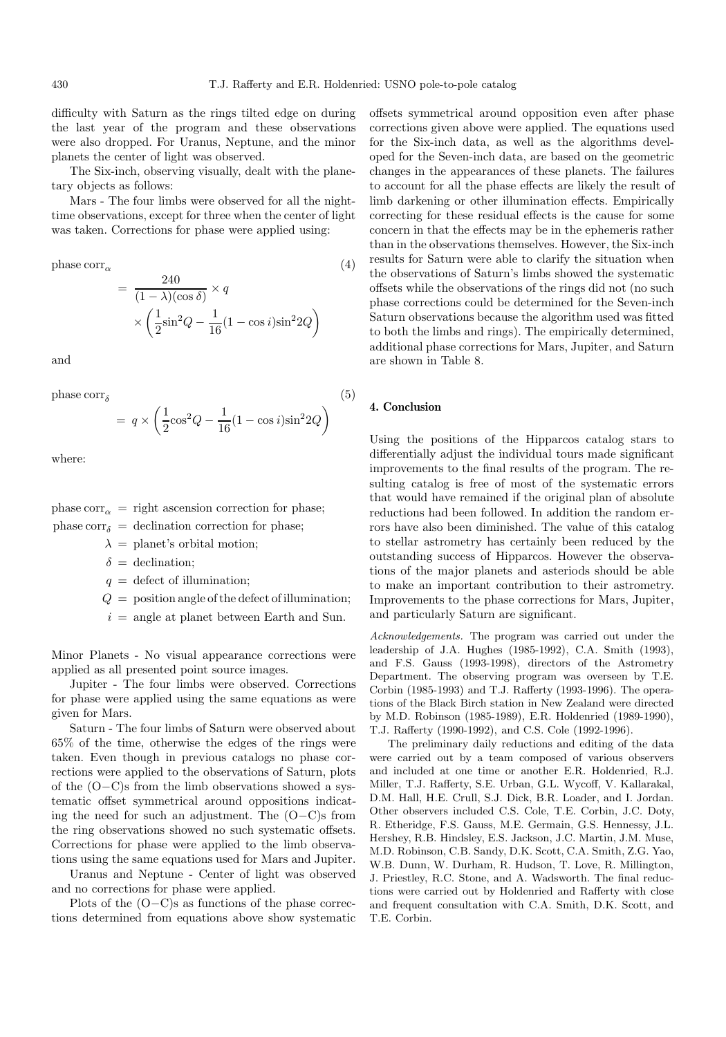difficulty with Saturn as the rings tilted edge on during the last year of the program and these observations were also dropped. For Uranus, Neptune, and the minor planets the center of light was observed.

The Six-inch, observing visually, dealt with the planetary objects as follows:

Mars - The four limbs were observed for all the nighttime observations, except for three when the center of light was taken. Corrections for phase were applied using:

$$\text{phase corr}_\alpha = \frac{240}{(1-\lambda)(\cos\delta)} \times q \times \left(\frac{1}{2}\sin^2 Q - \frac{1}{16}(1-\cos i)\sin^2 2Q\right) \tag{4}$$

and

$$\text{phase corr}_\delta = q \times \left(\frac{1}{2}\cos^2 Q - \frac{1}{16}(1-\cos i)\sin^2 2Q\right) \tag{5}$$

where:

$\text{phase corr}_\alpha$ = right ascension correction for phase;
$\text{phase corr}_\delta$ = declination correction for phase;
$\lambda$ = planet's orbital motion;
$\delta$ = declination;
$q$ = defect of illumination;
$Q$ = position angle of the defect of illumination;
$i$ = angle at planet between Earth and Sun.

Minor Planets - No visual appearance corrections were applied as all presented point source images.

Jupiter - The four limbs were observed. Corrections for phase were applied using the same equations as were given for Mars.

Saturn - The four limbs of Saturn were observed about 65% of the time, otherwise the edges of the rings were taken. Even though in previous catalogs no phase corrections were applied to the observations of Saturn, plots of the (O−C)s from the limb observations showed a systematic offset symmetrical around oppositions indicating the need for such an adjustment. The (O−C)s from the ring observations showed no such systematic offsets. Corrections for phase were applied to the limb observations using the same equations used for Mars and Jupiter.

Uranus and Neptune - Center of light was observed and no corrections for phase were applied.

Plots of the (O−C)s as functions of the phase corrections determined from equations above show systematic offsets symmetrical around opposition even after phase corrections given above were applied. The equations used for the Six-inch data, as well as the algorithms developed for the Seven-inch data, are based on the geometric changes in the appearances of these planets. The failures to account for all the phase effects are likely the result of limb darkening or other illumination effects. Empirically correcting for these residual effects is the cause for some concern in that the effects may be in the ephemeris rather than in the observations themselves. However, the Six-inch results for Saturn were able to clarify the situation when the observations of Saturn's limbs showed the systematic offsets while the observations of the rings did not (no such phase corrections could be determined for the Seven-inch Saturn observations because the algorithm used was fitted to both the limbs and rings). The empirically determined, additional phase corrections for Mars, Jupiter, and Saturn are shown in Table 8.

## 4. Conclusion

Using the positions of the Hipparcos catalog stars to differentially adjust the individual tours made significant improvements to the final results of the program. The resulting catalog is free of most of the systematic errors that would have remained if the original plan of absolute reductions had been followed. In addition the random errors have also been diminished. The value of this catalog to stellar astrometry has certainly been reduced by the outstanding success of Hipparcos. However the observations of the major planets and asteriods should be able to make an important contribution to their astrometry. Improvements to the phase corrections for Mars, Jupiter, and particularly Saturn are significant.

*Acknowledgements.* The program was carried out under the leadership of J.A. Hughes (1985-1992), C.A. Smith (1993), and F.S. Gauss (1993-1998), directors of the Astrometry Department. The observing program was overseen by T.E. Corbin (1985-1993) and T.J. Rafferty (1993-1996). The operations of the Black Birch station in New Zealand were directed by M.D. Robinson (1985-1989), E.R. Holdenried (1989-1990), T.J. Rafferty (1990-1992), and C.S. Cole (1992-1996).

The preliminary daily reductions and editing of the data were carried out by a team composed of various observers and included at one time or another E.R. Holdenried, R.J. Miller, T.J. Rafferty, S.E. Urban, G.L. Wycoff, V. Kallarakal, D.M. Hall, H.E. Crull, S.J. Dick, B.R. Loader, and I. Jordan. Other observers included C.S. Cole, T.E. Corbin, J.C. Doty, R. Etheridge, F.S. Gauss, M.E. Germain, G.S. Hennessy, J.L. Hershey, R.B. Hindsley, E.S. Jackson, J.C. Martin, J.M. Muse, M.D. Robinson, C.B. Sandy, D.K. Scott, C.A. Smith, Z.G. Yao, W.B. Dunn, W. Durham, R. Hudson, T. Love, R. Millington, J. Priestley, R.C. Stone, and A. Wadsworth. The final reductions were carried out by Holdenried and Rafferty with close and frequent consultation with C.A. Smith, D.K. Scott, and T.E. Corbin.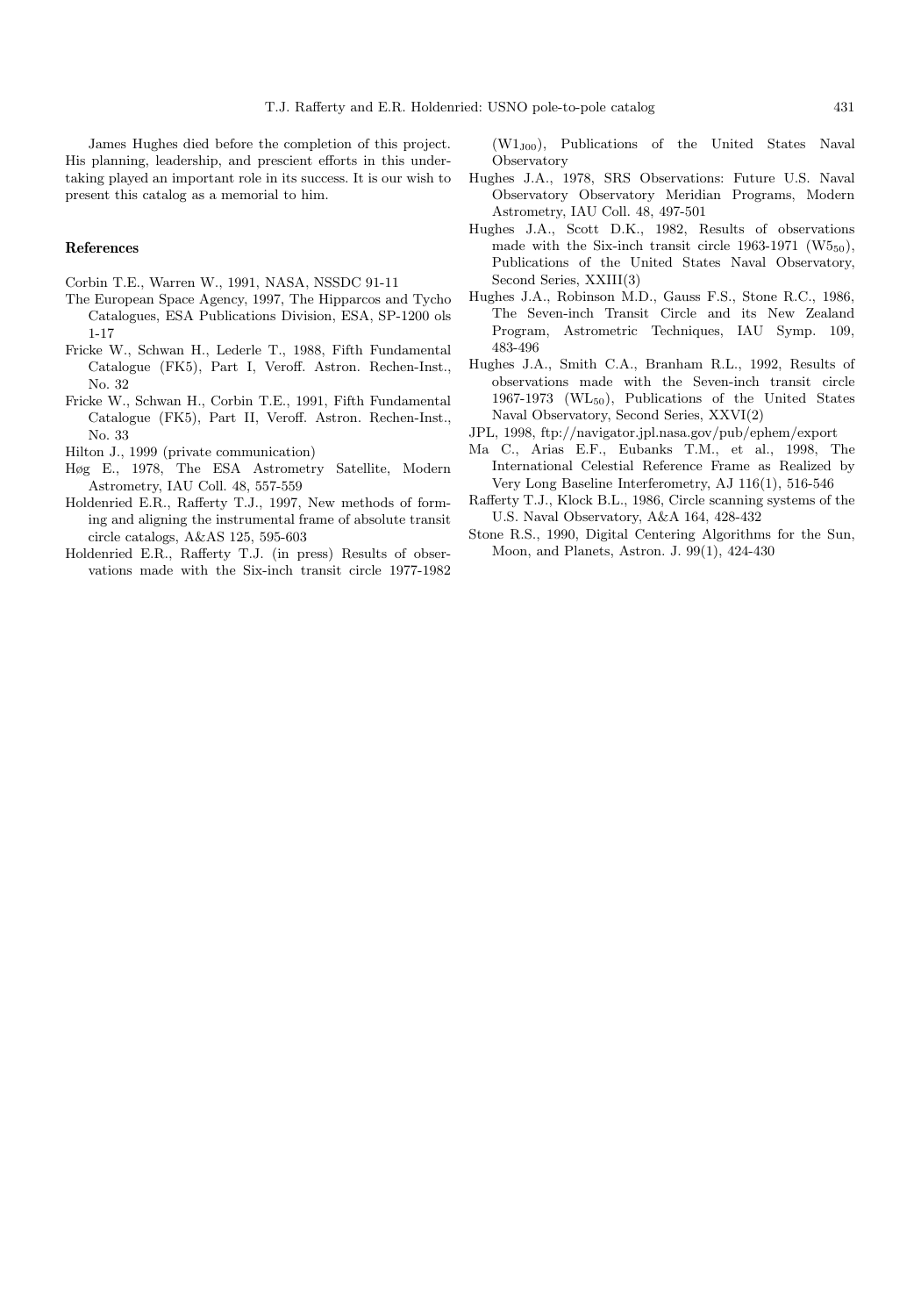James Hughes died before the completion of this project. His planning, leadership, and prescient efforts in this undertaking played an important role in its success. It is our wish to present this catalog as a memorial to him.

### References

Corbin T.E., Warren W., 1991, NASA, NSSDC 91-11

The European Space Agency, 1997, The Hipparcos and Tycho Catalogues, ESA Publications Division, ESA, SP-1200 ols 1-17

Fricke W., Schwan H., Lederle T., 1988, Fifth Fundamental Catalogue (FK5), Part I, Veroff. Astron. Rechen-Inst., No. 32

Fricke W., Schwan H., Corbin T.E., 1991, Fifth Fundamental Catalogue (FK5), Part II, Veroff. Astron. Rechen-Inst., No. 33

Hilton J., 1999 (private communication)

Høg E., 1978, The ESA Astrometry Satellite, Modern Astrometry, IAU Coll. 48, 557-559

Holdenried E.R., Rafferty T.J., 1997, New methods of forming and aligning the instrumental frame of absolute transit circle catalogs, A&AS 125, 595-603

Holdenried E.R., Rafferty T.J. (in press) Results of observations made with the Six-inch transit circle 1977-1982 ($W1_{J00}$), Publications of the United States Naval Observatory

Hughes J.A., 1978, SRS Observations: Future U.S. Naval Observatory Observatory Meridian Programs, Modern Astrometry, IAU Coll. 48, 497-501

Hughes J.A., Scott D.K., 1982, Results of observations made with the Six-inch transit circle 1963-1971 ($W5_{50}$), Publications of the United States Naval Observatory, Second Series, XXIII(3)

Hughes J.A., Robinson M.D., Gauss F.S., Stone R.C., 1986, The Seven-inch Transit Circle and its New Zealand Program, Astrometric Techniques, IAU Symp. 109, 483-496

Hughes J.A., Smith C.A., Branham R.L., 1992, Results of observations made with the Seven-inch transit circle 1967-1973 ($WL_{50}$), Publications of the United States Naval Observatory, Second Series, XXVI(2)

JPL, 1998, ftp://navigator.jpl.nasa.gov/pub/ephem/export

Ma C., Arias E.F., Eubanks T.M., et al., 1998, The International Celestial Reference Frame as Realized by Very Long Baseline Interferometry, AJ 116(1), 516-546

Rafferty T.J., Klock B.L., 1986, Circle scanning systems of the U.S. Naval Observatory, A&A 164, 428-432

Stone R.S., 1990, Digital Centering Algorithms for the Sun, Moon, and Planets, Astron. J. 99(1), 424-430